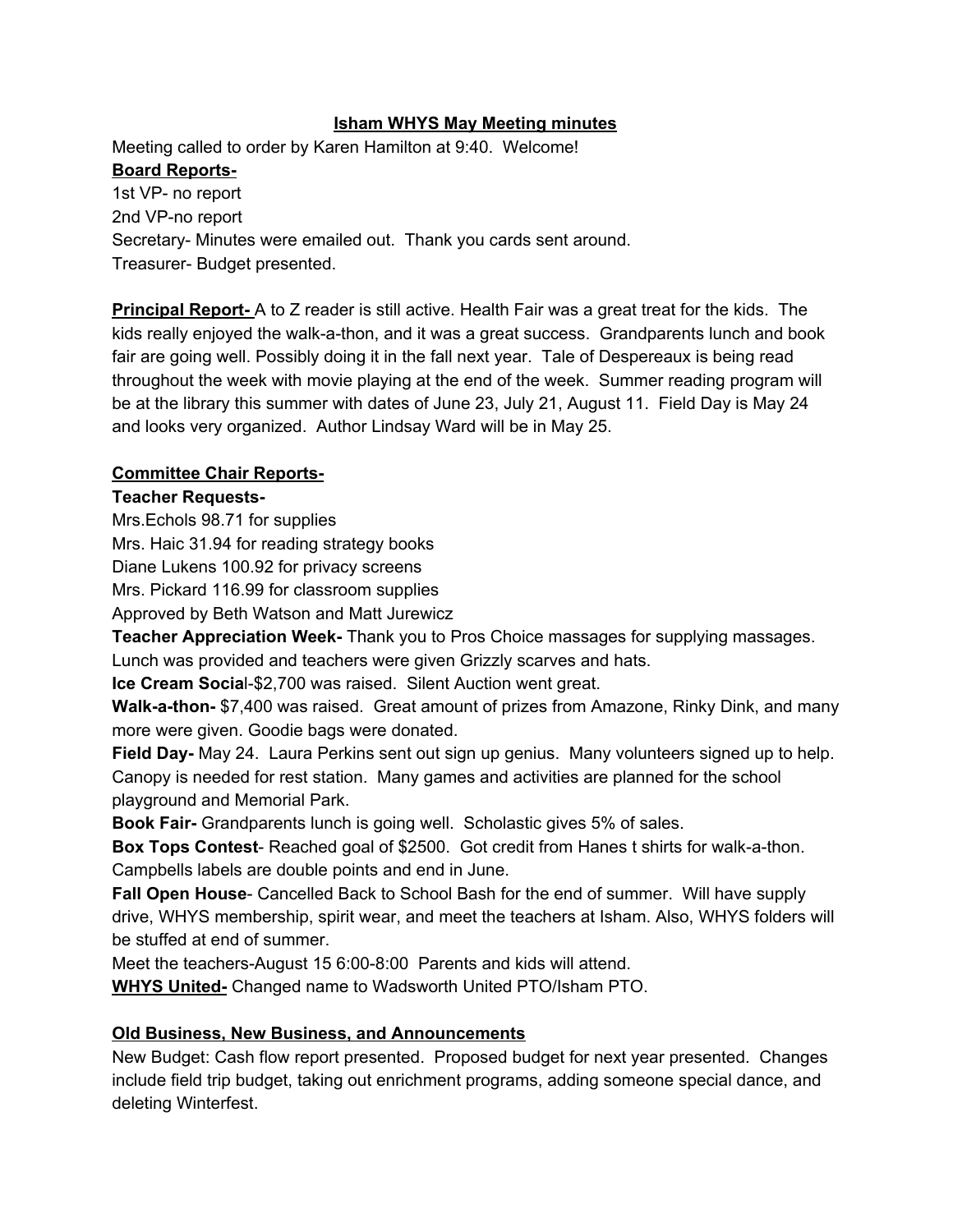# Isham WHYS May Meeting minutes

Meeting called to order by Karen Hamilton at 9:40. Welcome!

**Board Reports-**

1st VP- no report

2nd VP-no report

Secretary- Minutes were emailed out. Thank you cards sent around.

Treasurer- Budget presented.

**Principal Report-** A to Z reader is still active. Health Fair was a great treat for the kids. The kids really enjoyed the walk-a-thon, and it was a great success. Grandparents lunch and book fair are going well. Possibly doing it in the fall next year. Tale of Despereaux is being read throughout the week with movie playing at the end of the week. Summer reading program will be at the library this summer with dates of June 23, July 21, August 11. Field Day is May 24 and looks very organized. Author Lindsay Ward will be in May 25.

**Committee Chair Reports-**

**Teacher Requests-**

Mrs.Echols 98.71 for supplies

Mrs. Haic 31.94 for reading strategy books

Diane Lukens 100.92 for privacy screens

Mrs. Pickard 116.99 for classroom supplies

Approved by Beth Watson and Matt Jurewicz

**Teacher Appreciation Week-** Thank you to Pros Choice massages for supplying massages. Lunch was provided and teachers were given Grizzly scarves and hats.

**Ice Cream Social**-$2,700 was raised. Silent Auction went great.

**Walk-a-thon-** $7,400 was raised. Great amount of prizes from Amazone, Rinky Dink, and many more were given. Goodie bags were donated.

**Field Day-** May 24. Laura Perkins sent out sign up genius. Many volunteers signed up to help. Canopy is needed for rest station. Many games and activities are planned for the school playground and Memorial Park.

**Book Fair-** Grandparents lunch is going well. Scholastic gives 5% of sales.

**Box Tops Contest**- Reached goal of $2500. Got credit from Hanes t shirts for walk-a-thon. Campbells labels are double points and end in June.

**Fall Open House**- Cancelled Back to School Bash for the end of summer. Will have supply drive, WHYS membership, spirit wear, and meet the teachers at Isham. Also, WHYS folders will be stuffed at end of summer.

Meet the teachers-August 15 6:00-8:00 Parents and kids will attend.

**WHYS United-** Changed name to Wadsworth United PTO/Isham PTO.

**Old Business, New Business, and Announcements**

New Budget: Cash flow report presented. Proposed budget for next year presented. Changes include field trip budget, taking out enrichment programs, adding someone special dance, and deleting Winterfest.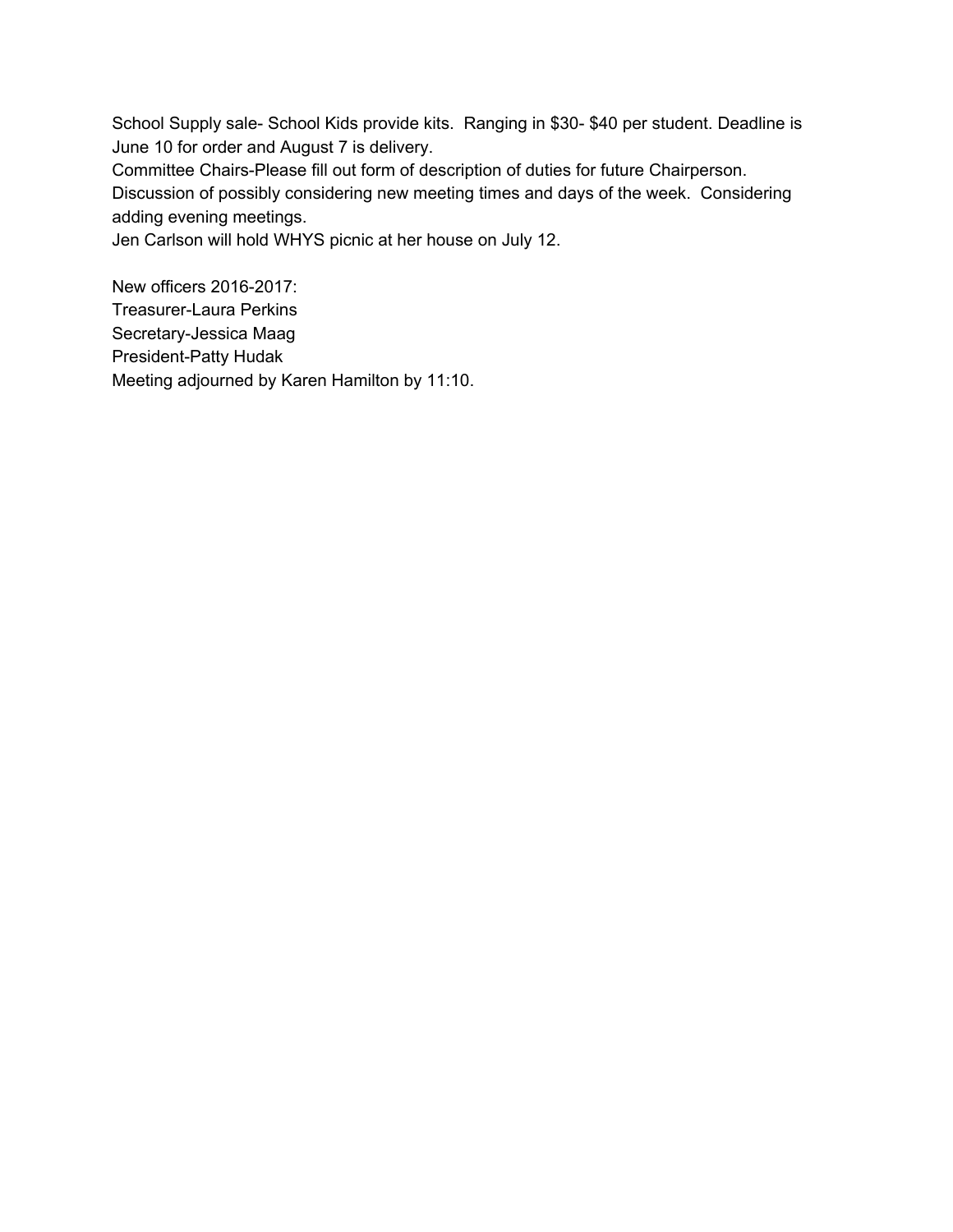School Supply sale- School Kids provide kits. Ranging in $30- $40 per student. Deadline is June 10 for order and August 7 is delivery.
Committee Chairs-Please fill out form of description of duties for future Chairperson.
Discussion of possibly considering new meeting times and days of the week. Considering adding evening meetings.
Jen Carlson will hold WHYS picnic at her house on July 12.

New officers 2016-2017:
Treasurer-Laura Perkins
Secretary-Jessica Maag
President-Patty Hudak
Meeting adjourned by Karen Hamilton by 11:10.